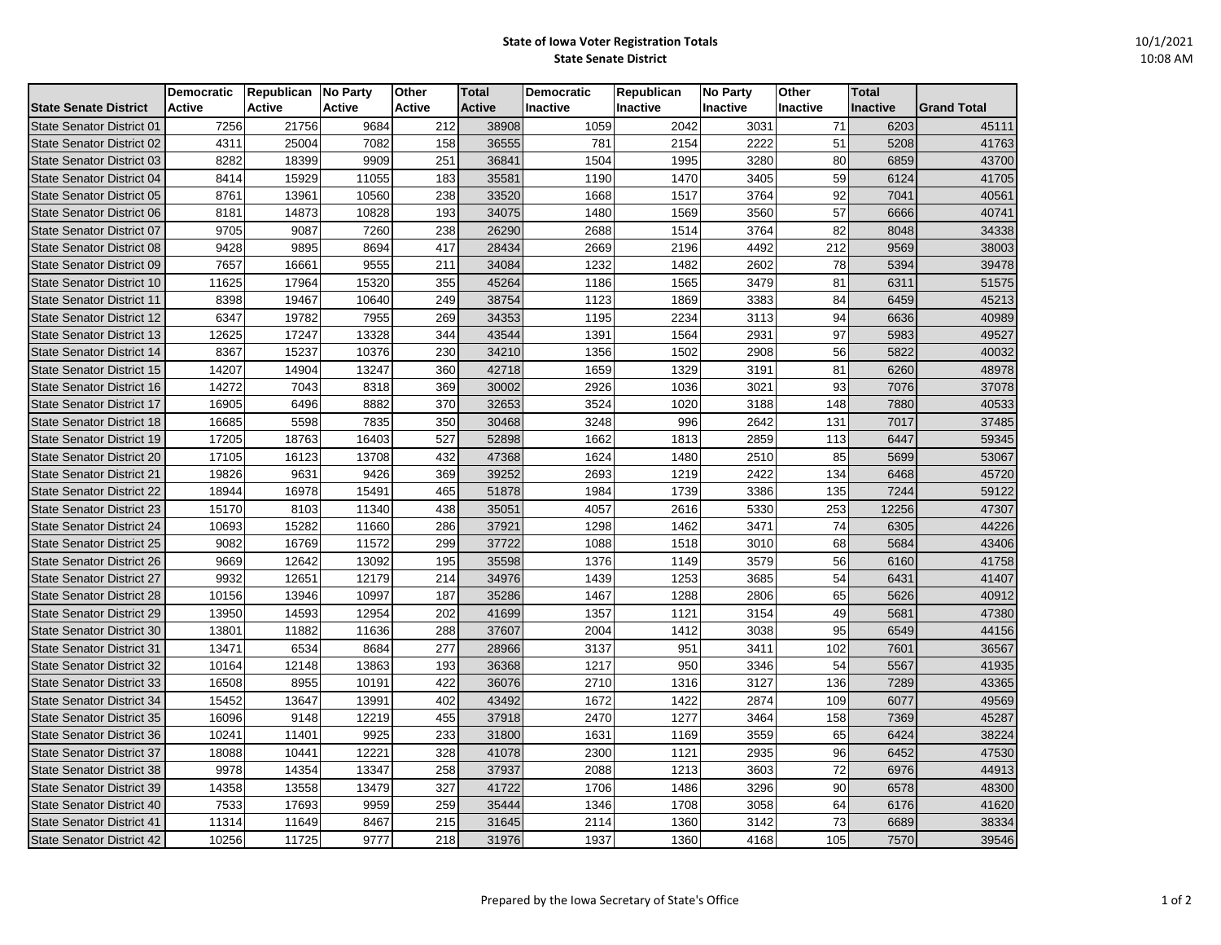# State of Iowa Voter Registration Totals
## State Senate District

10/1/2021
10:08 AM

| State Senate District | Democratic Active | Republican Active | No Party Active | Other Active | Total Active | Democratic Inactive | Republican Inactive | No Party Inactive | Other Inactive | Total Inactive | Grand Total |
|---|---|---|---|---|---|---|---|---|---|---|---|
| State Senator District 01 | 7256 | 21756 | 9684 | 212 | 38908 | 1059 | 2042 | 3031 | 71 | 6203 | 45111 |
| State Senator District 02 | 4311 | 25004 | 7082 | 158 | 36555 | 781 | 2154 | 2222 | 51 | 5208 | 41763 |
| State Senator District 03 | 8282 | 18399 | 9909 | 251 | 36841 | 1504 | 1995 | 3280 | 80 | 6859 | 43700 |
| State Senator District 04 | 8414 | 15929 | 11055 | 183 | 35581 | 1190 | 1470 | 3405 | 59 | 6124 | 41705 |
| State Senator District 05 | 8761 | 13961 | 10560 | 238 | 33520 | 1668 | 1517 | 3764 | 92 | 7041 | 40561 |
| State Senator District 06 | 8181 | 14873 | 10828 | 193 | 34075 | 1480 | 1569 | 3560 | 57 | 6666 | 40741 |
| State Senator District 07 | 9705 | 9087 | 7260 | 238 | 26290 | 2688 | 1514 | 3764 | 82 | 8048 | 34338 |
| State Senator District 08 | 9428 | 9895 | 8694 | 417 | 28434 | 2669 | 2196 | 4492 | 212 | 9569 | 38003 |
| State Senator District 09 | 7657 | 16661 | 9555 | 211 | 34084 | 1232 | 1482 | 2602 | 78 | 5394 | 39478 |
| State Senator District 10 | 11625 | 17964 | 15320 | 355 | 45264 | 1186 | 1565 | 3479 | 81 | 6311 | 51575 |
| State Senator District 11 | 8398 | 19467 | 10640 | 249 | 38754 | 1123 | 1869 | 3383 | 84 | 6459 | 45213 |
| State Senator District 12 | 6347 | 19782 | 7955 | 269 | 34353 | 1195 | 2234 | 3113 | 94 | 6636 | 40989 |
| State Senator District 13 | 12625 | 17247 | 13328 | 344 | 43544 | 1391 | 1564 | 2931 | 97 | 5983 | 49527 |
| State Senator District 14 | 8367 | 15237 | 10376 | 230 | 34210 | 1356 | 1502 | 2908 | 56 | 5822 | 40032 |
| State Senator District 15 | 14207 | 14904 | 13247 | 360 | 42718 | 1659 | 1329 | 3191 | 81 | 6260 | 48978 |
| State Senator District 16 | 14272 | 7043 | 8318 | 369 | 30002 | 2926 | 1036 | 3021 | 93 | 7076 | 37078 |
| State Senator District 17 | 16905 | 6496 | 8882 | 370 | 32653 | 3524 | 1020 | 3188 | 148 | 7880 | 40533 |
| State Senator District 18 | 16685 | 5598 | 7835 | 350 | 30468 | 3248 | 996 | 2642 | 131 | 7017 | 37485 |
| State Senator District 19 | 17205 | 18763 | 16403 | 527 | 52898 | 1662 | 1813 | 2859 | 113 | 6447 | 59345 |
| State Senator District 20 | 17105 | 16123 | 13708 | 432 | 47368 | 1624 | 1480 | 2510 | 85 | 5699 | 53067 |
| State Senator District 21 | 19826 | 9631 | 9426 | 369 | 39252 | 2693 | 1219 | 2422 | 134 | 6468 | 45720 |
| State Senator District 22 | 18944 | 16978 | 15491 | 465 | 51878 | 1984 | 1739 | 3386 | 135 | 7244 | 59122 |
| State Senator District 23 | 15170 | 8103 | 11340 | 438 | 35051 | 4057 | 2616 | 5330 | 253 | 12256 | 47307 |
| State Senator District 24 | 10693 | 15282 | 11660 | 286 | 37921 | 1298 | 1462 | 3471 | 74 | 6305 | 44226 |
| State Senator District 25 | 9082 | 16769 | 11572 | 299 | 37722 | 1088 | 1518 | 3010 | 68 | 5684 | 43406 |
| State Senator District 26 | 9669 | 12642 | 13092 | 195 | 35598 | 1376 | 1149 | 3579 | 56 | 6160 | 41758 |
| State Senator District 27 | 9932 | 12651 | 12179 | 214 | 34976 | 1439 | 1253 | 3685 | 54 | 6431 | 41407 |
| State Senator District 28 | 10156 | 13946 | 10997 | 187 | 35286 | 1467 | 1288 | 2806 | 65 | 5626 | 40912 |
| State Senator District 29 | 13950 | 14593 | 12954 | 202 | 41699 | 1357 | 1121 | 3154 | 49 | 5681 | 47380 |
| State Senator District 30 | 13801 | 11882 | 11636 | 288 | 37607 | 2004 | 1412 | 3038 | 95 | 6549 | 44156 |
| State Senator District 31 | 13471 | 6534 | 8684 | 277 | 28966 | 3137 | 951 | 3411 | 102 | 7601 | 36567 |
| State Senator District 32 | 10164 | 12148 | 13863 | 193 | 36368 | 1217 | 950 | 3346 | 54 | 5567 | 41935 |
| State Senator District 33 | 16508 | 8955 | 10191 | 422 | 36076 | 2710 | 1316 | 3127 | 136 | 7289 | 43365 |
| State Senator District 34 | 15452 | 13647 | 13991 | 402 | 43492 | 1672 | 1422 | 2874 | 109 | 6077 | 49569 |
| State Senator District 35 | 16096 | 9148 | 12219 | 455 | 37918 | 2470 | 1277 | 3464 | 158 | 7369 | 45287 |
| State Senator District 36 | 10241 | 11401 | 9925 | 233 | 31800 | 1631 | 1169 | 3559 | 65 | 6424 | 38224 |
| State Senator District 37 | 18088 | 10441 | 12221 | 328 | 41078 | 2300 | 1121 | 2935 | 96 | 6452 | 47530 |
| State Senator District 38 | 9978 | 14354 | 13347 | 258 | 37937 | 2088 | 1213 | 3603 | 72 | 6976 | 44913 |
| State Senator District 39 | 14358 | 13558 | 13479 | 327 | 41722 | 1706 | 1486 | 3296 | 90 | 6578 | 48300 |
| State Senator District 40 | 7533 | 17693 | 9959 | 259 | 35444 | 1346 | 1708 | 3058 | 64 | 6176 | 41620 |
| State Senator District 41 | 11314 | 11649 | 8467 | 215 | 31645 | 2114 | 1360 | 3142 | 73 | 6689 | 38334 |
| State Senator District 42 | 10256 | 11725 | 9777 | 218 | 31976 | 1937 | 1360 | 4168 | 105 | 7570 | 39546 |

Prepared by the Iowa Secretary of State's Office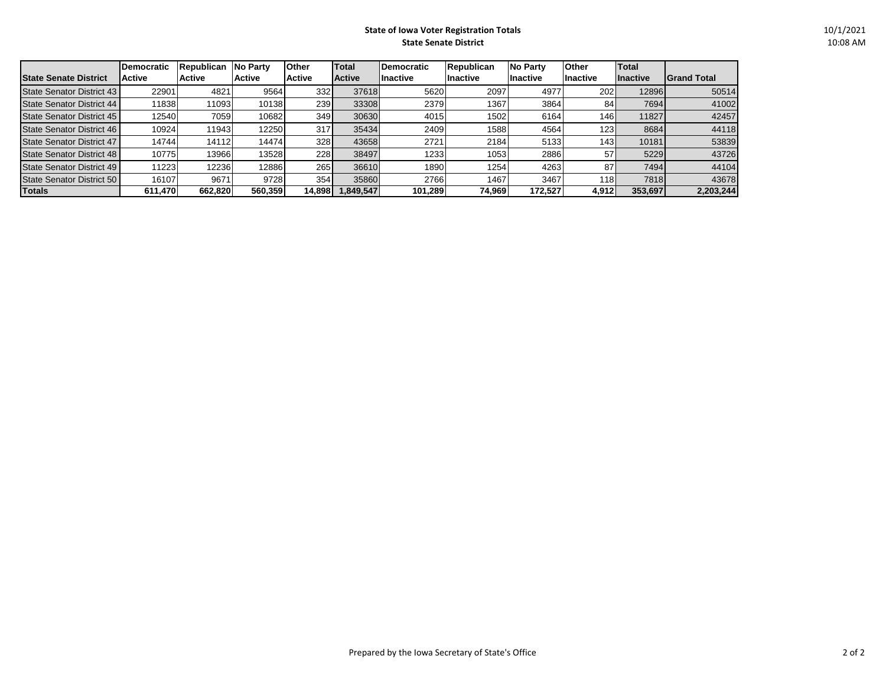**State of Iowa Voter Registration Totals**

**State Senate District**

10/1/2021
10:08 AM

| State Senate District | Democratic Active | Republican Active | No Party Active | Other Active | Total Active | Democratic Inactive | Republican Inactive | No Party Inactive | Other Inactive | Total Inactive | Grand Total |
|---|---|---|---|---|---|---|---|---|---|---|---|
| State Senator District 43 | 22901 | 4821 | 9564 | 332 | 37618 | 5620 | 2097 | 4977 | 202 | 12896 | 50514 |
| State Senator District 44 | 11838 | 11093 | 10138 | 239 | 33308 | 2379 | 1367 | 3864 | 84 | 7694 | 41002 |
| State Senator District 45 | 12540 | 7059 | 10682 | 349 | 30630 | 4015 | 1502 | 6164 | 146 | 11827 | 42457 |
| State Senator District 46 | 10924 | 11943 | 12250 | 317 | 35434 | 2409 | 1588 | 4564 | 123 | 8684 | 44118 |
| State Senator District 47 | 14744 | 14112 | 14474 | 328 | 43658 | 2721 | 2184 | 5133 | 143 | 10181 | 53839 |
| State Senator District 48 | 10775 | 13966 | 13528 | 228 | 38497 | 1233 | 1053 | 2886 | 57 | 5229 | 43726 |
| State Senator District 49 | 11223 | 12236 | 12886 | 265 | 36610 | 1890 | 1254 | 4263 | 87 | 7494 | 44104 |
| State Senator District 50 | 16107 | 9671 | 9728 | 354 | 35860 | 2766 | 1467 | 3467 | 118 | 7818 | 43678 |
| **Totals** | **611,470** | **662,820** | **560,359** | **14,898** | **1,849,547** | **101,289** | **74,969** | **172,527** | **4,912** | **353,697** | **2,203,244** |

Prepared by the Iowa Secretary of State's Office